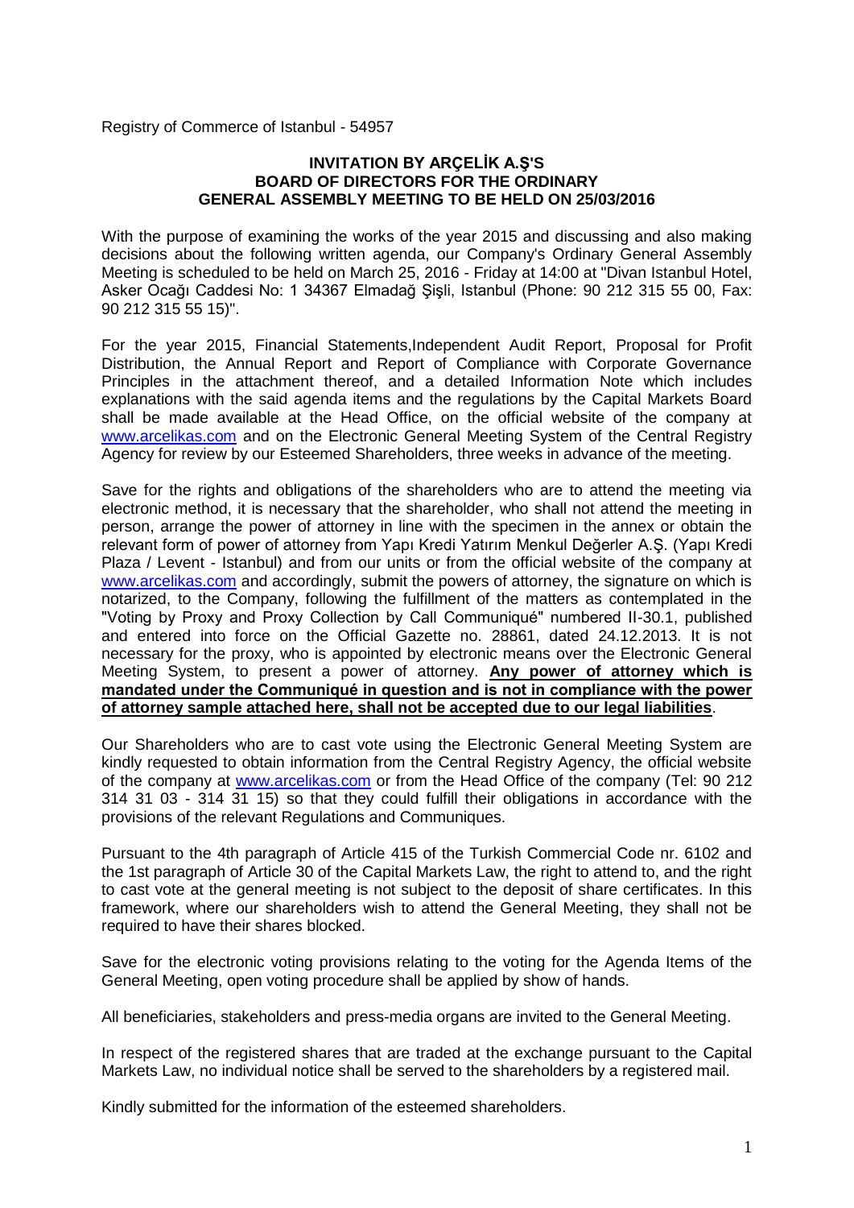Registry of Commerce of Istanbul - 54957

**INVITATION BY ARÇELİK A.Ş'S BOARD OF DIRECTORS FOR THE ORDINARY GENERAL ASSEMBLY MEETING TO BE HELD ON 25/03/2016**

With the purpose of examining the works of the year 2015 and discussing and also making decisions about the following written agenda, our Company's Ordinary General Assembly Meeting is scheduled to be held on March 25, 2016 - Friday at 14:00 at "Divan Istanbul Hotel, Asker Ocağı Caddesi No: 1 34367 Elmadağ Şişli, Istanbul (Phone: 90 212 315 55 00, Fax: 90 212 315 55 15)".

For the year 2015, Financial Statements,Independent Audit Report, Proposal for Profit Distribution, the Annual Report and Report of Compliance with Corporate Governance Principles in the attachment thereof, and a detailed Information Note which includes explanations with the said agenda items and the regulations by the Capital Markets Board shall be made available at the Head Office, on the official website of the company at www.arcelikas.com and on the Electronic General Meeting System of the Central Registry Agency for review by our Esteemed Shareholders, three weeks in advance of the meeting.

Save for the rights and obligations of the shareholders who are to attend the meeting via electronic method, it is necessary that the shareholder, who shall not attend the meeting in person, arrange the power of attorney in line with the specimen in the annex or obtain the relevant form of power of attorney from Yapı Kredi Yatırım Menkul Değerler A.Ş. (Yapı Kredi Plaza / Levent - Istanbul) and from our units or from the official website of the company at www.arcelikas.com and accordingly, submit the powers of attorney, the signature on which is notarized, to the Company, following the fulfillment of the matters as contemplated in the "Voting by Proxy and Proxy Collection by Call Communiqué" numbered II-30.1, published and entered into force on the Official Gazette no. 28861, dated 24.12.2013. It is not necessary for the proxy, who is appointed by electronic means over the Electronic General Meeting System, to present a power of attorney. **Any power of attorney which is mandated under the Communiqué in question and is not in compliance with the power of attorney sample attached here, shall not be accepted due to our legal liabilities**.

Our Shareholders who are to cast vote using the Electronic General Meeting System are kindly requested to obtain information from the Central Registry Agency, the official website of the company at www.arcelikas.com or from the Head Office of the company (Tel: 90 212 314 31 03 - 314 31 15) so that they could fulfill their obligations in accordance with the provisions of the relevant Regulations and Communiques.

Pursuant to the 4th paragraph of Article 415 of the Turkish Commercial Code nr. 6102 and the 1st paragraph of Article 30 of the Capital Markets Law, the right to attend to, and the right to cast vote at the general meeting is not subject to the deposit of share certificates. In this framework, where our shareholders wish to attend the General Meeting, they shall not be required to have their shares blocked.

Save for the electronic voting provisions relating to the voting for the Agenda Items of the General Meeting, open voting procedure shall be applied by show of hands.

All beneficiaries, stakeholders and press-media organs are invited to the General Meeting.

In respect of the registered shares that are traded at the exchange pursuant to the Capital Markets Law, no individual notice shall be served to the shareholders by a registered mail.

Kindly submitted for the information of the esteemed shareholders.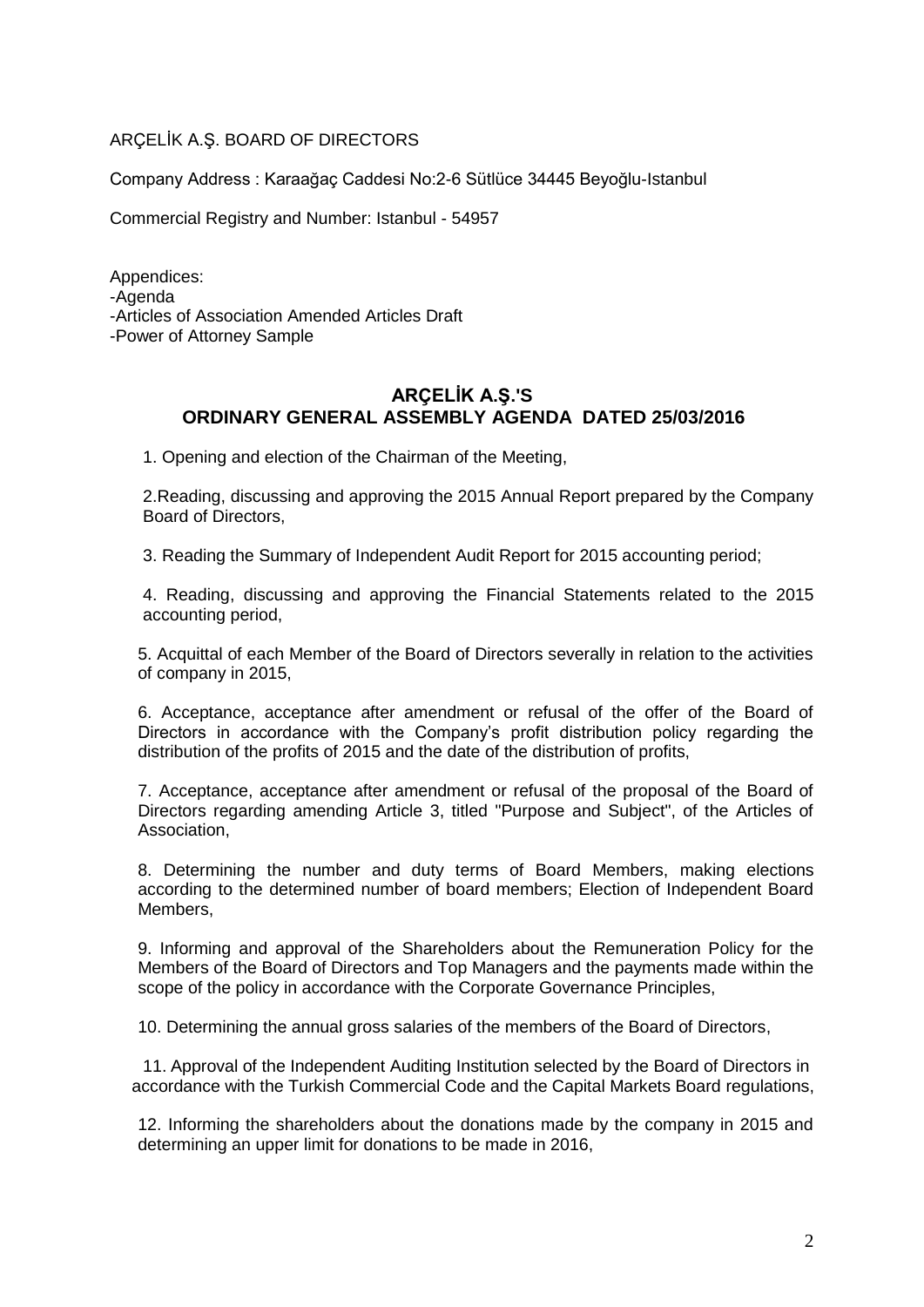ARÇELİK A.Ş. BOARD OF DIRECTORS

Company Address : Karaağaç Caddesi No:2-6 Sütlüce 34445 Beyoğlu-Istanbul

Commercial Registry and Number: Istanbul - 54957

Appendices:
-Agenda
-Articles of Association Amended Articles Draft
-Power of Attorney Sample

## ARÇELİK A.Ş.'S ORDINARY GENERAL ASSEMBLY AGENDA DATED 25/03/2016

1. Opening and election of the Chairman of the Meeting,

2. Reading, discussing and approving the 2015 Annual Report prepared by the Company Board of Directors,

3. Reading the Summary of Independent Audit Report for 2015 accounting period;

4. Reading, discussing and approving the Financial Statements related to the 2015 accounting period,

5. Acquittal of each Member of the Board of Directors severally in relation to the activities of company in 2015,

6. Acceptance, acceptance after amendment or refusal of the offer of the Board of Directors in accordance with the Company's profit distribution policy regarding the distribution of the profits of 2015 and the date of the distribution of profits,

7. Acceptance, acceptance after amendment or refusal of the proposal of the Board of Directors regarding amending Article 3, titled "Purpose and Subject", of the Articles of Association,

8. Determining the number and duty terms of Board Members, making elections according to the determined number of board members; Election of Independent Board Members,

9. Informing and approval of the Shareholders about the Remuneration Policy for the Members of the Board of Directors and Top Managers and the payments made within the scope of the policy in accordance with the Corporate Governance Principles,

10. Determining the annual gross salaries of the members of the Board of Directors,

11. Approval of the Independent Auditing Institution selected by the Board of Directors in accordance with the Turkish Commercial Code and the Capital Markets Board regulations,

12. Informing the shareholders about the donations made by the company in 2015 and determining an upper limit for donations to be made in 2016,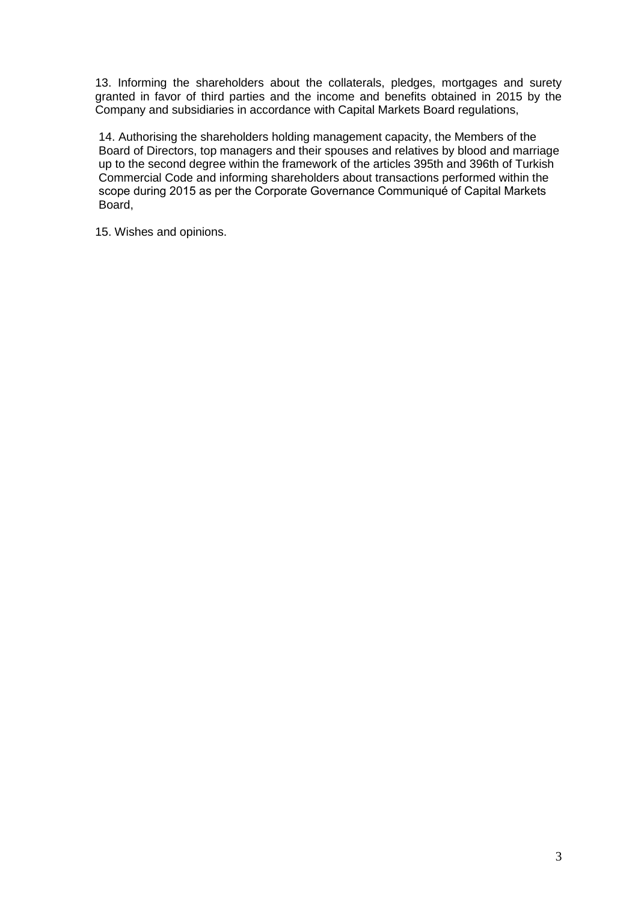13. Informing the shareholders about the collaterals, pledges, mortgages and surety granted in favor of third parties and the income and benefits obtained in 2015 by the Company and subsidiaries in accordance with Capital Markets Board regulations,

14. Authorising the shareholders holding management capacity, the Members of the Board of Directors, top managers and their spouses and relatives by blood and marriage up to the second degree within the framework of the articles 395th and 396th of Turkish Commercial Code and informing shareholders about transactions performed within the scope during 2015 as per the Corporate Governance Communiqué of Capital Markets Board,

15. Wishes and opinions.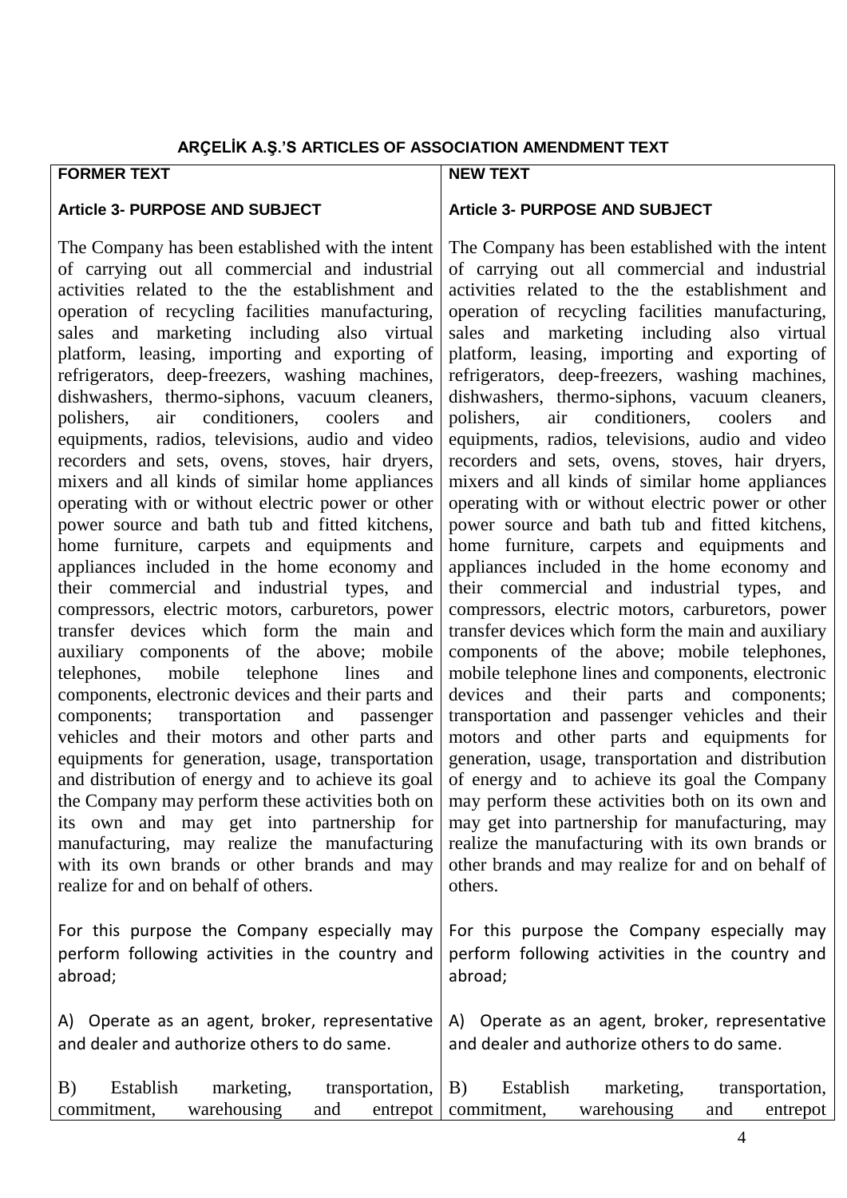# ARÇELİK A.Ş.'S ARTICLES OF ASSOCIATION AMENDMENT TEXT

| FORMER TEXT | NEW TEXT |
| --- | --- |
| **Article 3- PURPOSE AND SUBJECT** | **Article 3- PURPOSE AND SUBJECT** |
| The Company has been established with the intent of carrying out all commercial and industrial activities related to the the establishment and operation of recycling facilities manufacturing, sales and marketing including also virtual platform, leasing, importing and exporting of refrigerators, deep-freezers, washing machines, dishwashers, thermo-siphons, vacuum cleaners, polishers, air conditioners, coolers and equipments, radios, televisions, audio and video recorders and sets, ovens, stoves, hair dryers, mixers and all kinds of similar home appliances operating with or without electric power or other power source and bath tub and fitted kitchens, home furniture, carpets and equipments and appliances included in the home economy and their commercial and industrial types, and compressors, electric motors, carburetors, power transfer devices which form the main and auxiliary components of the above; mobile telephones, mobile telephone lines and components, electronic devices and their parts and components; transportation and passenger vehicles and their motors and other parts and equipments for generation, usage, transportation and distribution of energy and to achieve its goal the Company may perform these activities both on its own and may get into partnership for manufacturing, may realize the manufacturing with its own brands or other brands and may realize for and on behalf of others. | The Company has been established with the intent of carrying out all commercial and industrial activities related to the the establishment and operation of recycling facilities manufacturing, sales and marketing including also virtual platform, leasing, importing and exporting of refrigerators, deep-freezers, washing machines, dishwashers, thermo-siphons, vacuum cleaners, polishers, air conditioners, coolers and equipments, radios, televisions, audio and video recorders and sets, ovens, stoves, hair dryers, mixers and all kinds of similar home appliances operating with or without electric power or other power source and bath tub and fitted kitchens, home furniture, carpets and equipments and appliances included in the home economy and their commercial and industrial types, and compressors, electric motors, carburetors, power transfer devices which form the main and auxiliary components of the above; mobile telephones, mobile telephone lines and components, electronic devices and their parts and components; transportation and passenger vehicles and their motors and other parts and equipments for generation, usage, transportation and distribution of energy and to achieve its goal the Company may perform these activities both on its own and may get into partnership for manufacturing, may realize the manufacturing with its own brands or other brands and may realize for and on behalf of others. |
| For this purpose the Company especially may perform following activities in the country and abroad; | For this purpose the Company especially may perform following activities in the country and abroad; |
| A) Operate as an agent, broker, representative and dealer and authorize others to do same. | A) Operate as an agent, broker, representative and dealer and authorize others to do same. |
| B) Establish marketing, transportation, commitment, warehousing and entrepot | B) Establish marketing, transportation, commitment, warehousing and entrepot |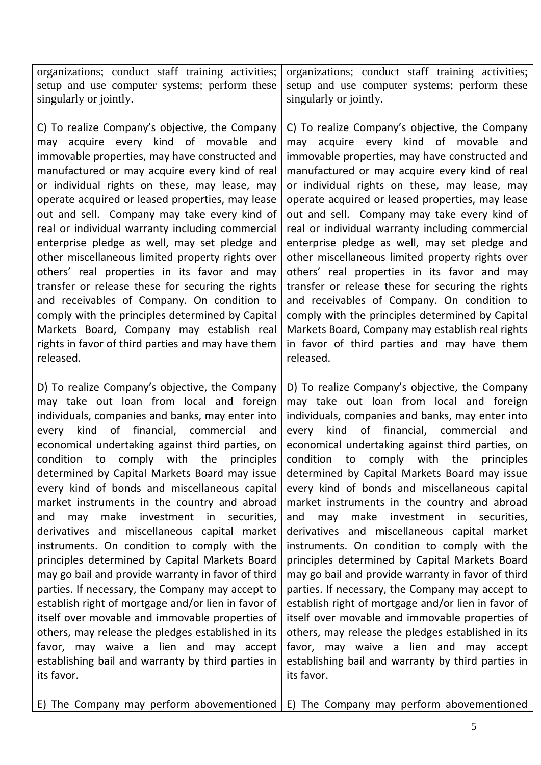| | |
|---|---|
| organizations; conduct staff training activities; setup and use computer systems; perform these singularly or jointly.<br><br>C) To realize Company's objective, the Company may acquire every kind of movable and immovable properties, may have constructed and manufactured or may acquire every kind of real or individual rights on these, may lease, may operate acquired or leased properties, may lease out and sell. Company may take every kind of real or individual warranty including commercial enterprise pledge as well, may set pledge and other miscellaneous limited property rights over others' real properties in its favor and may transfer or release these for securing the rights and receivables of Company. On condition to comply with the principles determined by Capital Markets Board, Company may establish real rights in favor of third parties and may have them released.<br><br>D) To realize Company's objective, the Company may take out loan from local and foreign individuals, companies and banks, may enter into every kind of financial, commercial and economical undertaking against third parties, on condition to comply with the principles determined by Capital Markets Board may issue every kind of bonds and miscellaneous capital market instruments in the country and abroad and may make investment in securities, derivatives and miscellaneous capital market instruments. On condition to comply with the principles determined by Capital Markets Board may go bail and provide warranty in favor of third parties. If necessary, the Company may accept to establish right of mortgage and/or lien in favor of itself over movable and immovable properties of others, may release the pledges established in its favor, may waive a lien and may accept establishing bail and warranty by third parties in its favor.<br><br>E) The Company may perform abovementioned | organizations; conduct staff training activities; setup and use computer systems; perform these singularly or jointly.<br><br>C) To realize Company's objective, the Company may acquire every kind of movable and immovable properties, may have constructed and manufactured or may acquire every kind of real or individual rights on these, may lease, may operate acquired or leased properties, may lease out and sell. Company may take every kind of real or individual warranty including commercial enterprise pledge as well, may set pledge and other miscellaneous limited property rights over others' real properties in its favor and may transfer or release these for securing the rights and receivables of Company. On condition to comply with the principles determined by Capital Markets Board, Company may establish real rights in favor of third parties and may have them released.<br><br>D) To realize Company's objective, the Company may take out loan from local and foreign individuals, companies and banks, may enter into every kind of financial, commercial and economical undertaking against third parties, on condition to comply with the principles determined by Capital Markets Board may issue every kind of bonds and miscellaneous capital market instruments in the country and abroad and may make investment in securities, derivatives and miscellaneous capital market instruments. On condition to comply with the principles determined by Capital Markets Board may go bail and provide warranty in favor of third parties. If necessary, the Company may accept to establish right of mortgage and/or lien in favor of itself over movable and immovable properties of others, may release the pledges established in its favor, may waive a lien and may accept establishing bail and warranty by third parties in its favor.<br><br>E) The Company may perform abovementioned |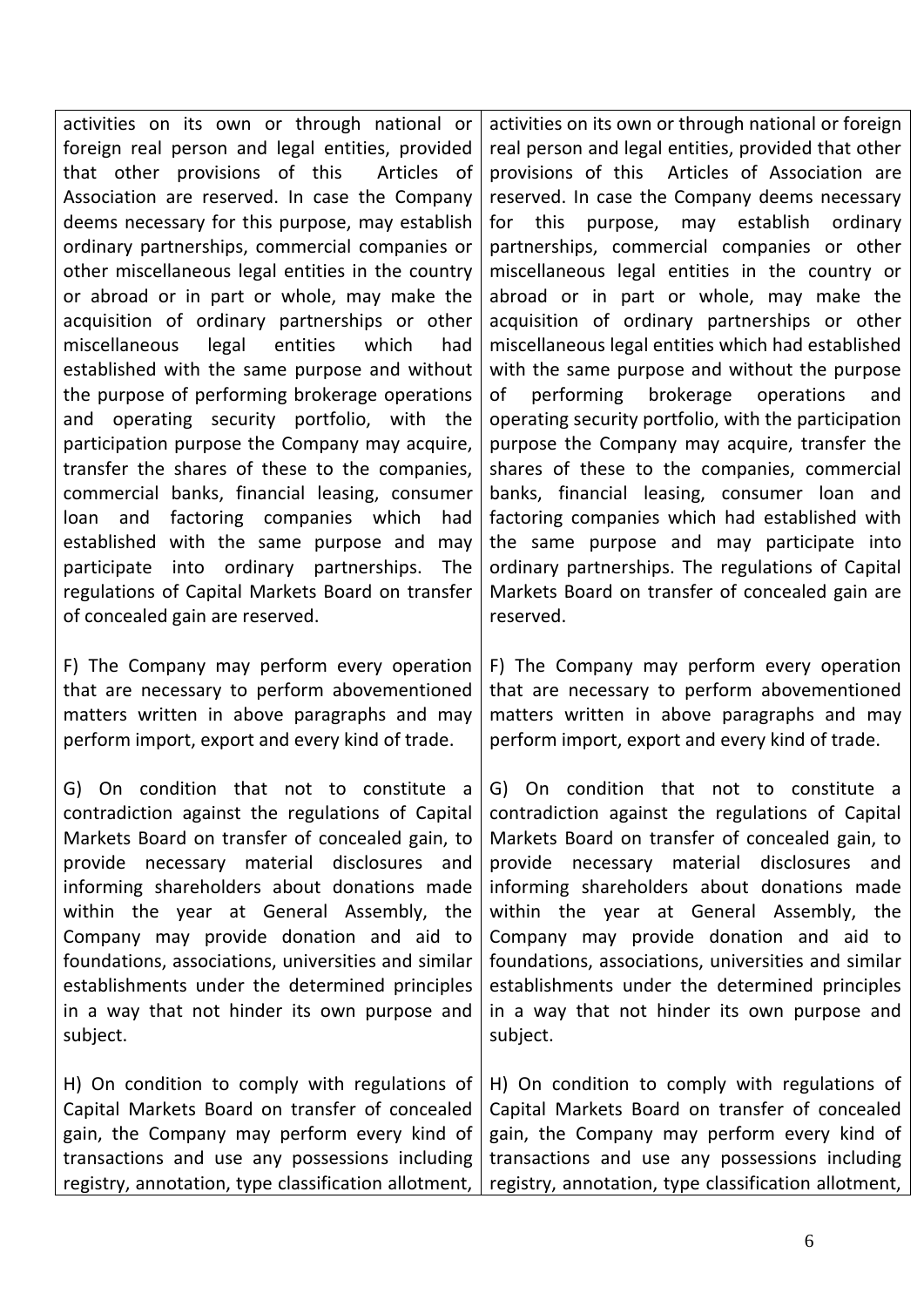| | |
|---|---|
| activities on its own or through national or foreign real person and legal entities, provided that other provisions of this Articles of Association are reserved. In case the Company deems necessary for this purpose, may establish ordinary partnerships, commercial companies or other miscellaneous legal entities in the country or abroad or in part or whole, may make the acquisition of ordinary partnerships or other miscellaneous legal entities which had established with the same purpose and without the purpose of performing brokerage operations and operating security portfolio, with the participation purpose the Company may acquire, transfer the shares of these to the companies, commercial banks, financial leasing, consumer loan and factoring companies which had established with the same purpose and may participate into ordinary partnerships. The regulations of Capital Markets Board on transfer of concealed gain are reserved. | activities on its own or through national or foreign real person and legal entities, provided that other provisions of this Articles of Association are reserved. In case the Company deems necessary for this purpose, may establish ordinary partnerships, commercial companies or other miscellaneous legal entities in the country or abroad or in part or whole, may make the acquisition of ordinary partnerships or other miscellaneous legal entities which had established with the same purpose and without the purpose of performing brokerage operations and operating security portfolio, with the participation purpose the Company may acquire, transfer the shares of these to the companies, commercial banks, financial leasing, consumer loan and factoring companies which had established with the same purpose and may participate into ordinary partnerships. The regulations of Capital Markets Board on transfer of concealed gain are reserved. |
| F) The Company may perform every operation that are necessary to perform abovementioned matters written in above paragraphs and may perform import, export and every kind of trade. | F) The Company may perform every operation that are necessary to perform abovementioned matters written in above paragraphs and may perform import, export and every kind of trade. |
| G) On condition that not to constitute a contradiction against the regulations of Capital Markets Board on transfer of concealed gain, to provide necessary material disclosures and informing shareholders about donations made within the year at General Assembly, the Company may provide donation and aid to foundations, associations, universities and similar establishments under the determined principles in a way that not hinder its own purpose and subject. | G) On condition that not to constitute a contradiction against the regulations of Capital Markets Board on transfer of concealed gain, to provide necessary material disclosures and informing shareholders about donations made within the year at General Assembly, the Company may provide donation and aid to foundations, associations, universities and similar establishments under the determined principles in a way that not hinder its own purpose and subject. |
| H) On condition to comply with regulations of Capital Markets Board on transfer of concealed gain, the Company may perform every kind of transactions and use any possessions including registry, annotation, type classification allotment, | H) On condition to comply with regulations of Capital Markets Board on transfer of concealed gain, the Company may perform every kind of transactions and use any possessions including registry, annotation, type classification allotment, |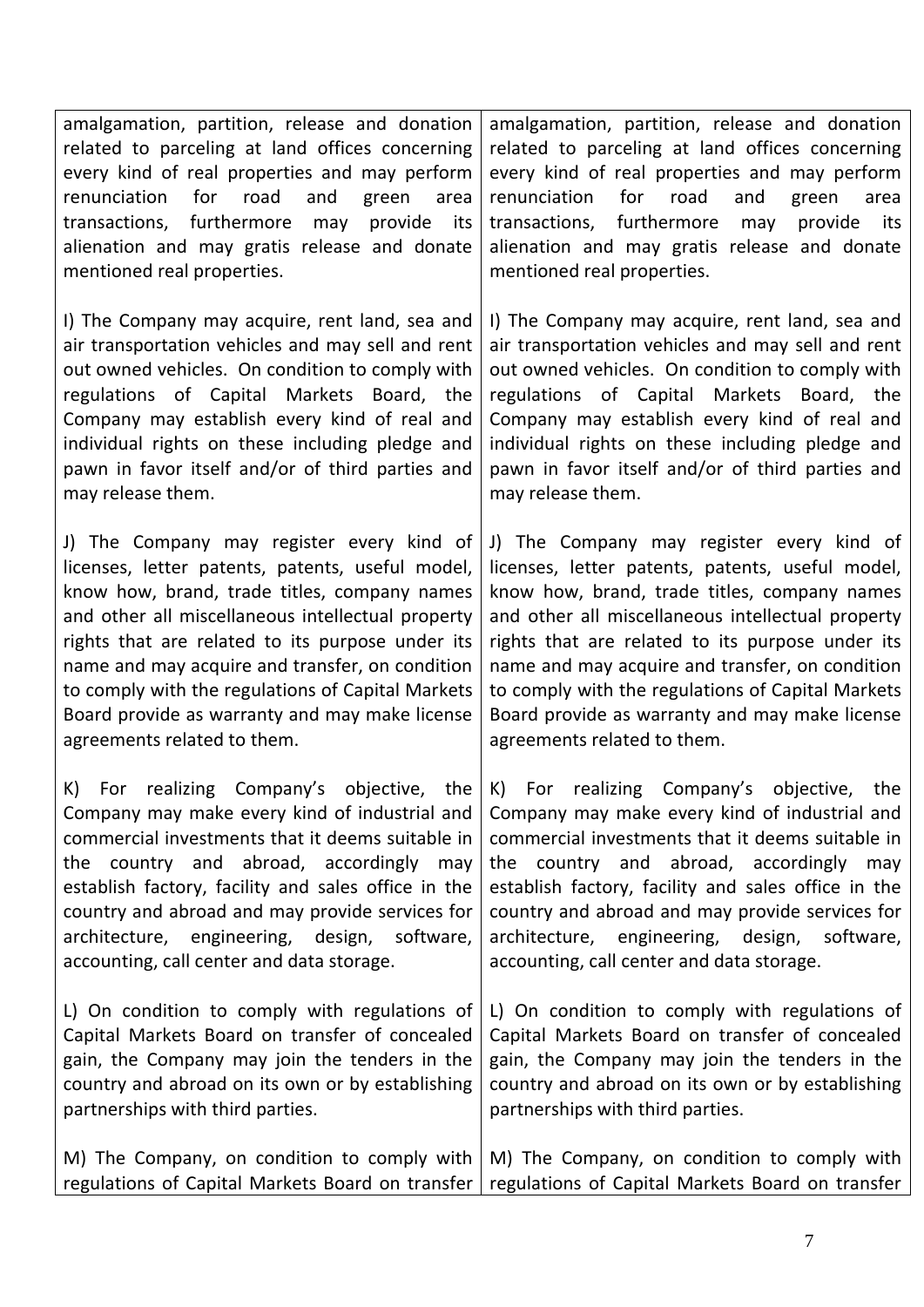| | |
|---|---|
| amalgamation, partition, release and donation related to parceling at land offices concerning every kind of real properties and may perform renunciation for road and green area transactions, furthermore may provide its alienation and may gratis release and donate mentioned real properties.<br><br>I) The Company may acquire, rent land, sea and air transportation vehicles and may sell and rent out owned vehicles. On condition to comply with regulations of Capital Markets Board, the Company may establish every kind of real and individual rights on these including pledge and pawn in favor itself and/or of third parties and may release them.<br><br>J) The Company may register every kind of licenses, letter patents, patents, useful model, know how, brand, trade titles, company names and other all miscellaneous intellectual property rights that are related to its purpose under its name and may acquire and transfer, on condition to comply with the regulations of Capital Markets Board provide as warranty and may make license agreements related to them.<br><br>K) For realizing Company's objective, the Company may make every kind of industrial and commercial investments that it deems suitable in the country and abroad, accordingly may establish factory, facility and sales office in the country and abroad and may provide services for architecture, engineering, design, software, accounting, call center and data storage.<br><br>L) On condition to comply with regulations of Capital Markets Board on transfer of concealed gain, the Company may join the tenders in the country and abroad on its own or by establishing partnerships with third parties.<br><br>M) The Company, on condition to comply with regulations of Capital Markets Board on transfer | amalgamation, partition, release and donation related to parceling at land offices concerning every kind of real properties and may perform renunciation for road and green area transactions, furthermore may provide its alienation and may gratis release and donate mentioned real properties.<br><br>I) The Company may acquire, rent land, sea and air transportation vehicles and may sell and rent out owned vehicles. On condition to comply with regulations of Capital Markets Board, the Company may establish every kind of real and individual rights on these including pledge and pawn in favor itself and/or of third parties and may release them.<br><br>J) The Company may register every kind of licenses, letter patents, patents, useful model, know how, brand, trade titles, company names and other all miscellaneous intellectual property rights that are related to its purpose under its name and may acquire and transfer, on condition to comply with the regulations of Capital Markets Board provide as warranty and may make license agreements related to them.<br><br>K) For realizing Company's objective, the Company may make every kind of industrial and commercial investments that it deems suitable in the country and abroad, accordingly may establish factory, facility and sales office in the country and abroad and may provide services for architecture, engineering, design, software, accounting, call center and data storage.<br><br>L) On condition to comply with regulations of Capital Markets Board on transfer of concealed gain, the Company may join the tenders in the country and abroad on its own or by establishing partnerships with third parties.<br><br>M) The Company, on condition to comply with regulations of Capital Markets Board on transfer |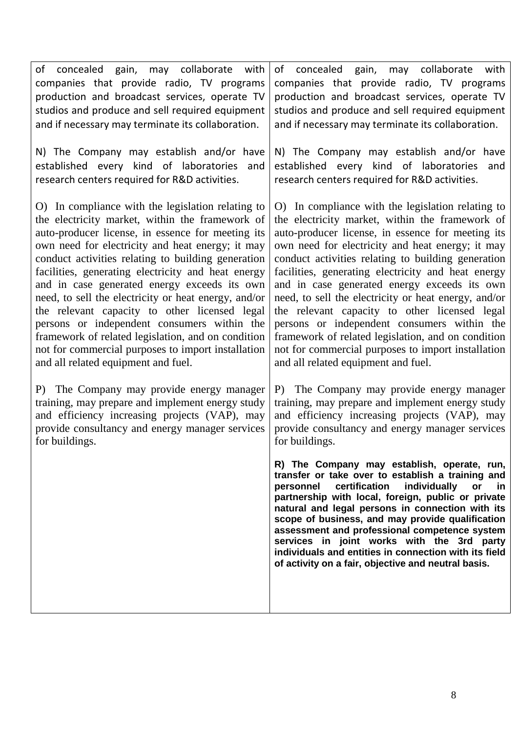| | |
|---|---|
| of concealed gain, may collaborate with companies that provide radio, TV programs production and broadcast services, operate TV studios and produce and sell required equipment and if necessary may terminate its collaboration.<br><br>N) The Company may establish and/or have established every kind of laboratories and research centers required for R&D activities.<br><br>O) In compliance with the legislation relating to the electricity market, within the framework of auto-producer license, in essence for meeting its own need for electricity and heat energy; it may conduct activities relating to building generation facilities, generating electricity and heat energy and in case generated energy exceeds its own need, to sell the electricity or heat energy, and/or the relevant capacity to other licensed legal persons or independent consumers within the framework of related legislation, and on condition not for commercial purposes to import installation and all related equipment and fuel.<br><br>P) The Company may provide energy manager training, may prepare and implement energy study and efficiency increasing projects (VAP), may provide consultancy and energy manager services for buildings. | of concealed gain, may collaborate with companies that provide radio, TV programs production and broadcast services, operate TV studios and produce and sell required equipment and if necessary may terminate its collaboration.<br><br>N) The Company may establish and/or have established every kind of laboratories and research centers required for R&D activities.<br><br>O) In compliance with the legislation relating to the electricity market, within the framework of auto-producer license, in essence for meeting its own need for electricity and heat energy; it may conduct activities relating to building generation facilities, generating electricity and heat energy and in case generated energy exceeds its own need, to sell the electricity or heat energy, and/or the relevant capacity to other licensed legal persons or independent consumers within the framework of related legislation, and on condition not for commercial purposes to import installation and all related equipment and fuel.<br><br>P) The Company may provide energy manager training, may prepare and implement energy study and efficiency increasing projects (VAP), may provide consultancy and energy manager services for buildings.<br><br>**R) The Company may establish, operate, run, transfer or take over to establish a training and personnel certification individually or in partnership with local, foreign, public or private natural and legal persons in connection with its scope of business, and may provide qualification assessment and professional competence system services in joint works with the 3rd party individuals and entities in connection with its field of activity on a fair, objective and neutral basis.** |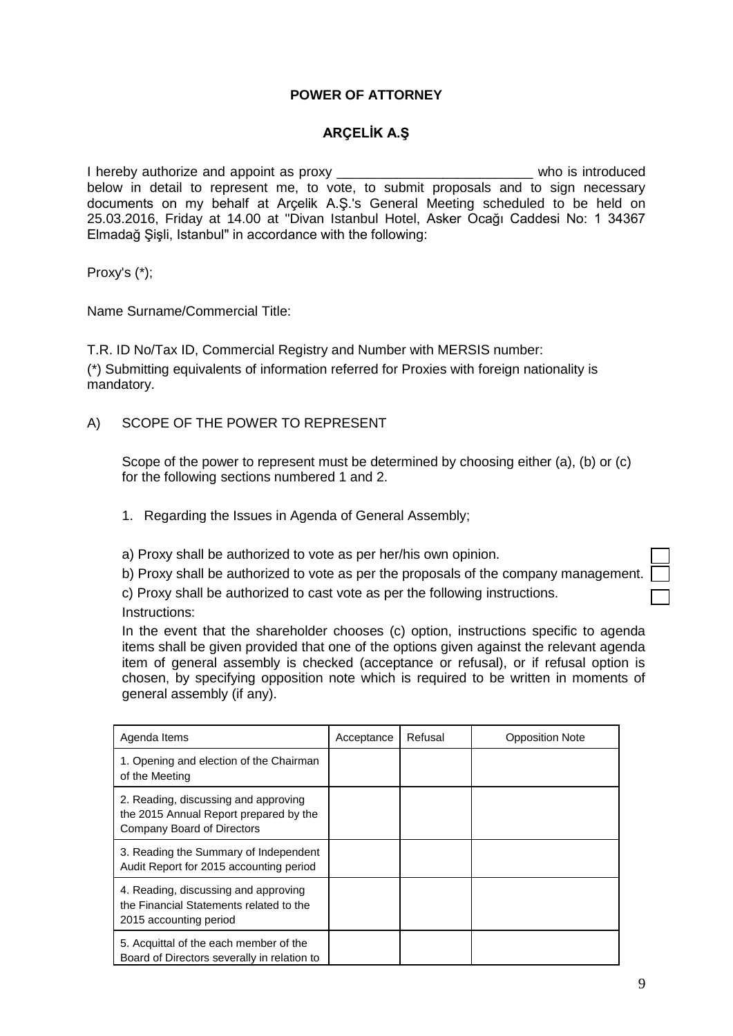**POWER OF ATTORNEY**

**ARÇELİK A.Ş**

I hereby authorize and appoint as proxy __________________________ who is introduced below in detail to represent me, to vote, to submit proposals and to sign necessary documents on my behalf at Arçelik A.Ş.'s General Meeting scheduled to be held on 25.03.2016, Friday at 14.00 at "Divan Istanbul Hotel, Asker Ocağı Caddesi No: 1 34367 Elmadağ Şişli, Istanbul" in accordance with the following:

Proxy's (*);

Name Surname/Commercial Title:

T.R. ID No/Tax ID, Commercial Registry and Number with MERSIS number:

(*) Submitting equivalents of information referred for Proxies with foreign nationality is mandatory.

A) SCOPE OF THE POWER TO REPRESENT

Scope of the power to represent must be determined by choosing either (a), (b) or (c) for the following sections numbered 1 and 2.

1. Regarding the Issues in Agenda of General Assembly;

a) Proxy shall be authorized to vote as per her/his own opinion. ☐

b) Proxy shall be authorized to vote as per the proposals of the company management. ☐

c) Proxy shall be authorized to cast vote as per the following instructions. ☐

Instructions:

In the event that the shareholder chooses (c) option, instructions specific to agenda items shall be given provided that one of the options given against the relevant agenda item of general assembly is checked (acceptance or refusal), or if refusal option is chosen, by specifying opposition note which is required to be written in moments of general assembly (if any).

| Agenda Items | Acceptance | Refusal | Opposition Note |
|---|---|---|---|
| 1. Opening and election of the Chairman of the Meeting | | | |
| 2. Reading, discussing and approving the 2015 Annual Report prepared by the Company Board of Directors | | | |
| 3. Reading the Summary of Independent Audit Report for 2015 accounting period | | | |
| 4. Reading, discussing and approving the Financial Statements related to the 2015 accounting period | | | |
| 5. Acquittal of the each member of the Board of Directors severally in relation to | | | |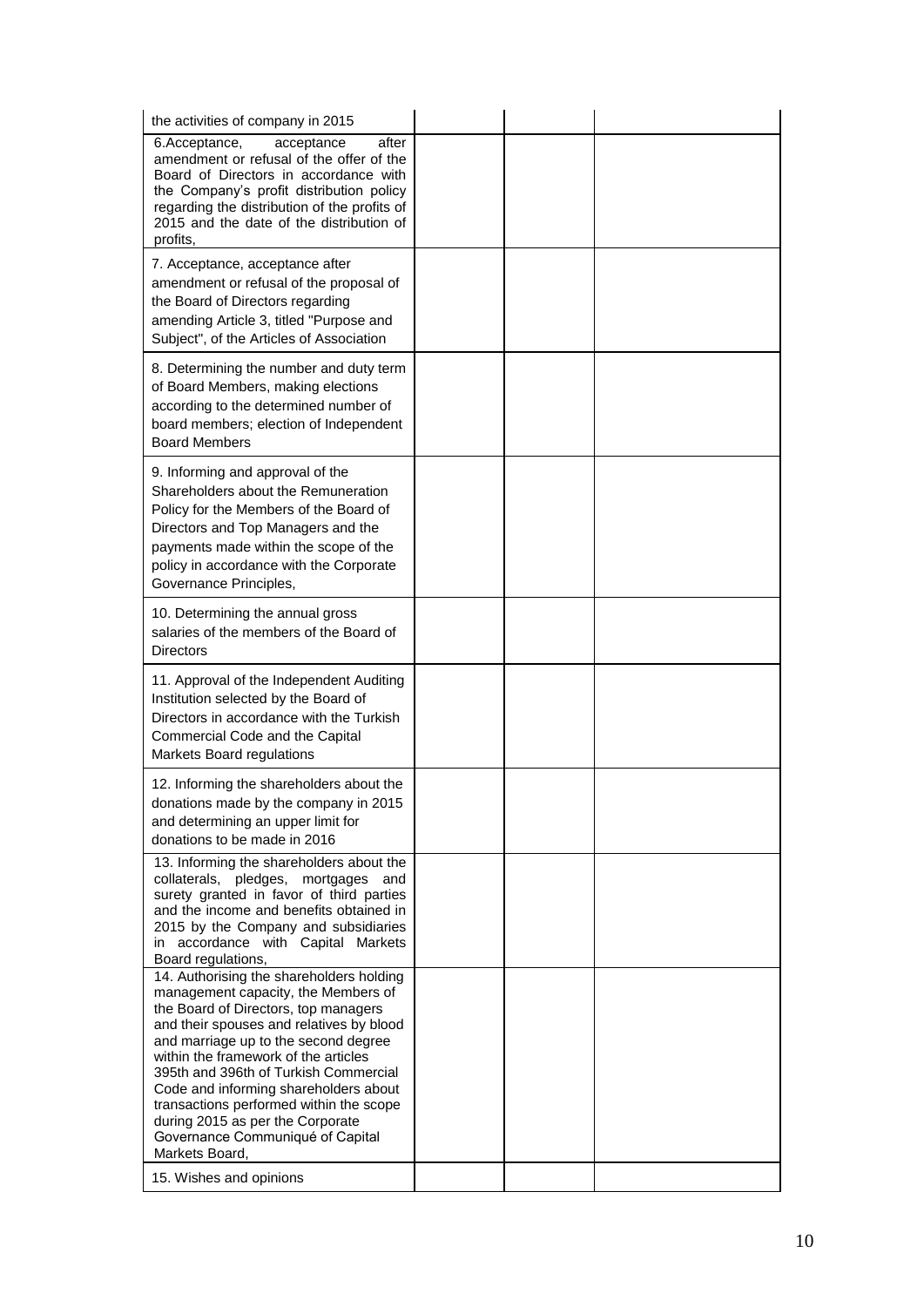| | | | |
|---|---|---|---|
| the activities of company in 2015 | | | |
| 6.Acceptance, acceptance after amendment or refusal of the offer of the Board of Directors in accordance with the Company's profit distribution policy regarding the distribution of the profits of 2015 and the date of the distribution of profits, | | | |
| 7. Acceptance, acceptance after amendment or refusal of the proposal of the Board of Directors regarding amending Article 3, titled "Purpose and Subject", of the Articles of Association | | | |
| 8. Determining the number and duty term of Board Members, making elections according to the determined number of board members; election of Independent Board Members | | | |
| 9. Informing and approval of the Shareholders about the Remuneration Policy for the Members of the Board of Directors and Top Managers and the payments made within the scope of the policy in accordance with the Corporate Governance Principles, | | | |
| 10. Determining the annual gross salaries of the members of the Board of Directors | | | |
| 11. Approval of the Independent Auditing Institution selected by the Board of Directors in accordance with the Turkish Commercial Code and the Capital Markets Board regulations | | | |
| 12. Informing the shareholders about the donations made by the company in 2015 and determining an upper limit for donations to be made in 2016 | | | |
| 13. Informing the shareholders about the collaterals, pledges, mortgages and surety granted in favor of third parties and the income and benefits obtained in 2015 by the Company and subsidiaries in accordance with Capital Markets Board regulations, | | | |
| 14. Authorising the shareholders holding management capacity, the Members of the Board of Directors, top managers and their spouses and relatives by blood and marriage up to the second degree within the framework of the articles 395th and 396th of Turkish Commercial Code and informing shareholders about transactions performed within the scope during 2015 as per the Corporate Governance Communiqué of Capital Markets Board, | | | |
| 15. Wishes and opinions | | | |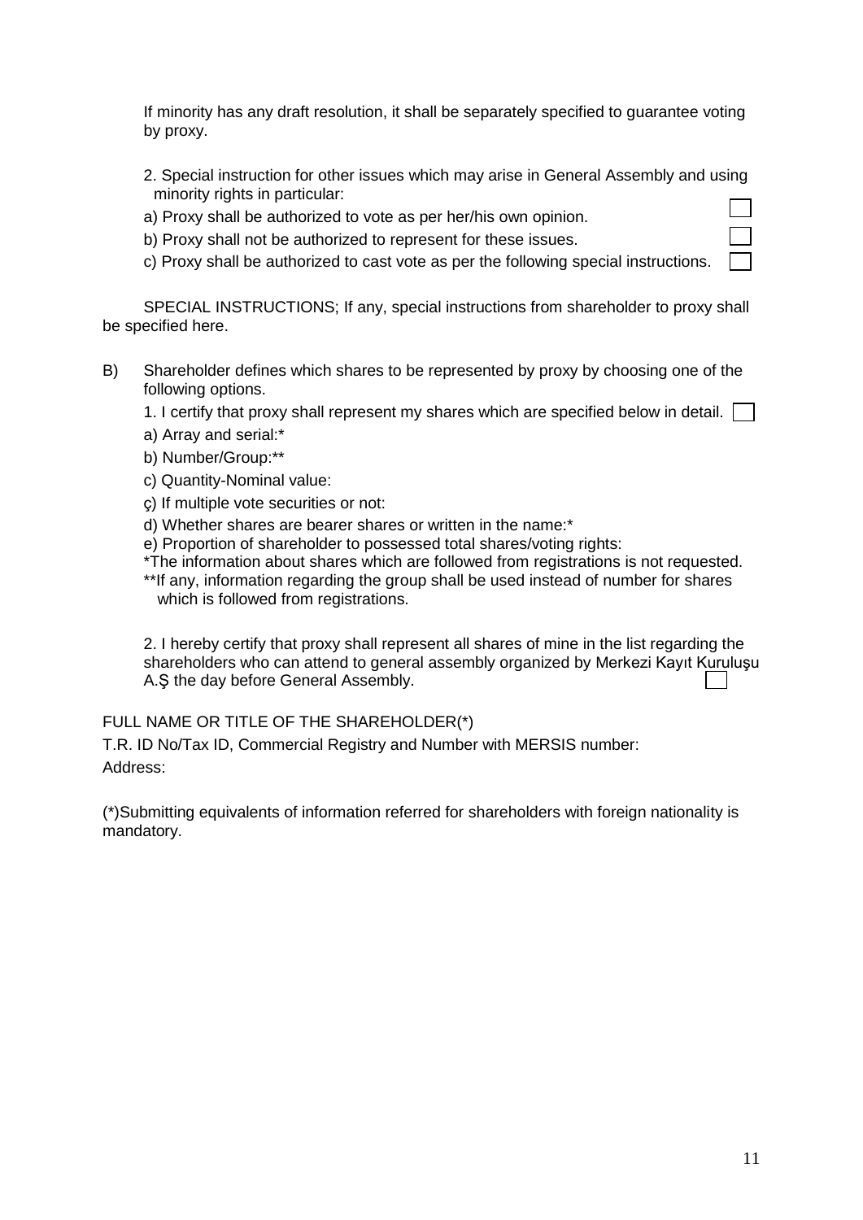If minority has any draft resolution, it shall be separately specified to guarantee voting by proxy.

2. Special instruction for other issues which may arise in General Assembly and using minority rights in particular:

a) Proxy shall be authorized to vote as per her/his own opinion. ☐

b) Proxy shall not be authorized to represent for these issues. ☐

c) Proxy shall be authorized to cast vote as per the following special instructions. ☐

SPECIAL INSTRUCTIONS; If any, special instructions from shareholder to proxy shall be specified here.

B) Shareholder defines which shares to be represented by proxy by choosing one of the following options.

1. I certify that proxy shall represent my shares which are specified below in detail. ☐

a) Array and serial:*

b) Number/Group:**

c) Quantity-Nominal value:

ç) If multiple vote securities or not:

d) Whether shares are bearer shares or written in the name:*

e) Proportion of shareholder to possessed total shares/voting rights:

*The information about shares which are followed from registrations is not requested.

**If any, information regarding the group shall be used instead of number for shares which is followed from registrations.

2. I hereby certify that proxy shall represent all shares of mine in the list regarding the shareholders who can attend to general assembly organized by Merkezi Kayıt Kuruluşu A.Ş the day before General Assembly. ☐

FULL NAME OR TITLE OF THE SHAREHOLDER(*)

T.R. ID No/Tax ID, Commercial Registry and Number with MERSIS number:

Address:

(*)Submitting equivalents of information referred for shareholders with foreign nationality is mandatory.